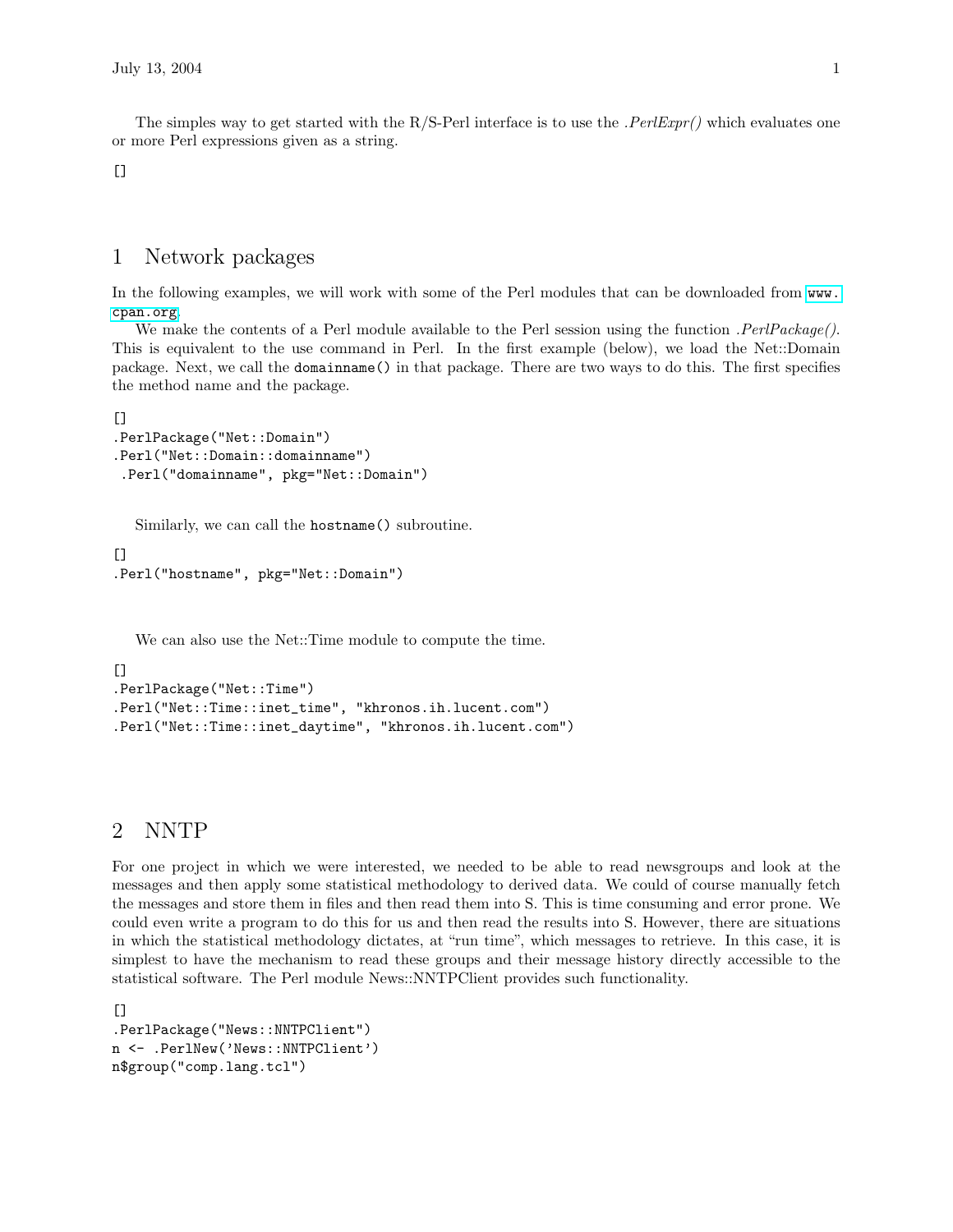The simples way to get started with the R/S-Perl interface is to use the *.PerlExpr()* which evaluates one or more Perl expressions given as a string.

```
[]
```

## 1 Network packages

In the following examples, we will work with some of the Perl modules that can be downloaded from `www.cpan.org`.

We make the contents of a Perl module available to the Perl session using the function *.PerlPackage()*. This is equivalent to the use command in Perl. In the first example (below), we load the Net::Domain package. Next, we call the `domainname()` in that package. There are two ways to do this. The first specifies the method name and the package.

```
[]
.PerlPackage("Net::Domain")
.Perl("Net::Domain::domainname")
 .Perl("domainname", pkg="Net::Domain")
```

Similarly, we can call the `hostname()` subroutine.

```
[]
.Perl("hostname", pkg="Net::Domain")
```

We can also use the Net::Time module to compute the time.

```
[]
.PerlPackage("Net::Time")
.Perl("Net::Time::inet_time", "khronos.ih.lucent.com")
.Perl("Net::Time::inet_daytime", "khronos.ih.lucent.com")
```

## 2 NNTP

For one project in which we were interested, we needed to be able to read newsgroups and look at the messages and then apply some statistical methodology to derived data. We could of course manually fetch the messages and store them in files and then read them into S. This is time consuming and error prone. We could even write a program to do this for us and then read the results into S. However, there are situations in which the statistical methodology dictates, at "run time", which messages to retrieve. In this case, it is simplest to have the mechanism to read these groups and their message history directly accessible to the statistical software. The Perl module News::NNTPClient provides such functionality.

```
[]
.PerlPackage("News::NNTPClient")
n <- .PerlNew('News::NNTPClient')
n$group("comp.lang.tcl")
```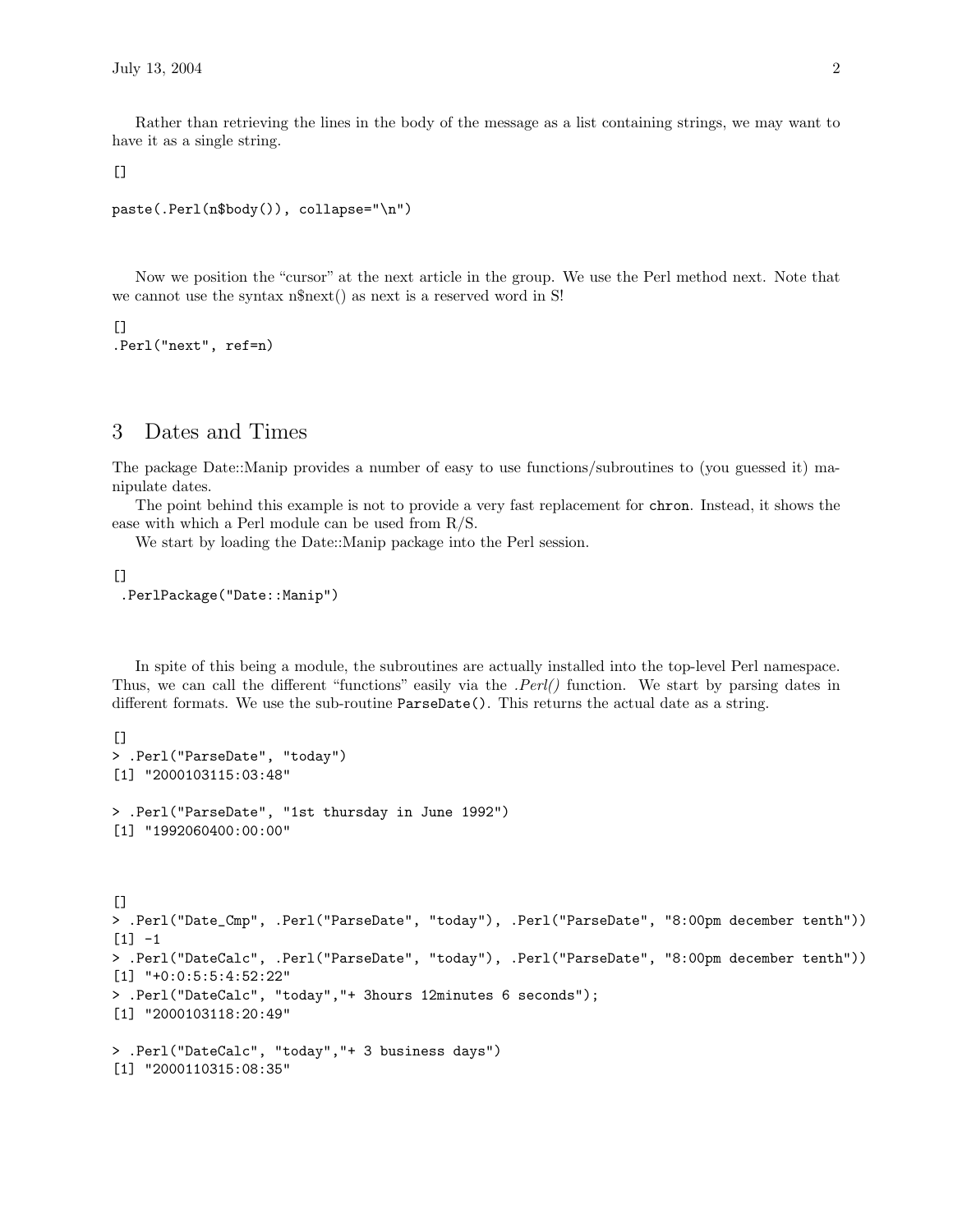Rather than retrieving the lines in the body of the message as a list containing strings, we may want to have it as a single string.

[]

```
paste(.Perl(n$body()), collapse="\n")
```

Now we position the "cursor" at the next article in the group. We use the Perl method next. Note that we cannot use the syntax n$next() as next is a reserved word in S!

[]

```
.Perl("next", ref=n)
```

## 3 Dates and Times

The package Date::Manip provides a number of easy to use functions/subroutines to (you guessed it) manipulate dates.

The point behind this example is not to provide a very fast replacement for `chron`. Instead, it shows the ease with which a Perl module can be used from R/S.

We start by loading the Date::Manip package into the Perl session.

[]

```
 .PerlPackage("Date::Manip")
```

In spite of this being a module, the subroutines are actually installed into the top-level Perl namespace. Thus, we can call the different "functions" easily via the *.Perl()* function. We start by parsing dates in different formats. We use the sub-routine `ParseDate()`. This returns the actual date as a string.

[]

```
> .Perl("ParseDate", "today")
[1] "2000103115:03:48"

> .Perl("ParseDate", "1st thursday in June 1992")
[1] "1992060400:00:00"
```

[]

```
> .Perl("Date_Cmp", .Perl("ParseDate", "today"), .Perl("ParseDate", "8:00pm december tenth"))
[1] -1
> .Perl("DateCalc", .Perl("ParseDate", "today"), .Perl("ParseDate", "8:00pm december tenth"))
[1] "+0:0:5:5:4:52:22"
> .Perl("DateCalc", "today","+ 3hours 12minutes 6 seconds");
[1] "2000103118:20:49"

> .Perl("DateCalc", "today","+ 3 business days")
[1] "2000110315:08:35"
```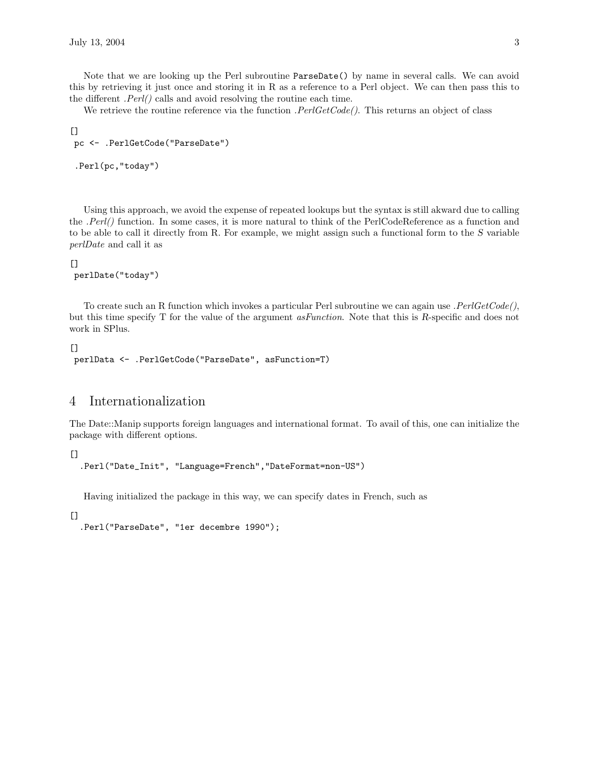Note that we are looking up the Perl subroutine `ParseDate()` by name in several calls. We can avoid this by retrieving it just once and storing it in R as a reference to a Perl object. We can then pass this to the different *.Perl()* calls and avoid resolving the routine each time.

We retrieve the routine reference via the function *.PerlGetCode()*. This returns an object of class

```
[]
 pc <- .PerlGetCode("ParseDate")

 .Perl(pc,"today")
```

Using this approach, we avoid the expense of repeated lookups but the syntax is still akward due to calling the *.Perl()* function. In some cases, it is more natural to think of the PerlCodeReference as a function and to be able to call it directly from R. For example, we might assign such a functional form to the *S* variable *perlDate* and call it as

```
[]
 perlDate("today")
```

To create such an R function which invokes a particular Perl subroutine we can again use *.PerlGetCode()*, but this time specify T for the value of the argument *asFunction*. Note that this is *R*-specific and does not work in SPlus.

```
[]
 perlData <- .PerlGetCode("ParseDate", asFunction=T)
```

# 4 Internationalization

The Date::Manip supports foreign languages and international format. To avail of this, one can initialize the package with different options.

```
[]
  .Perl("Date_Init", "Language=French","DateFormat=non-US")
```

Having initialized the package in this way, we can specify dates in French, such as

```
[]
  .Perl("ParseDate", "1er decembre 1990");
```